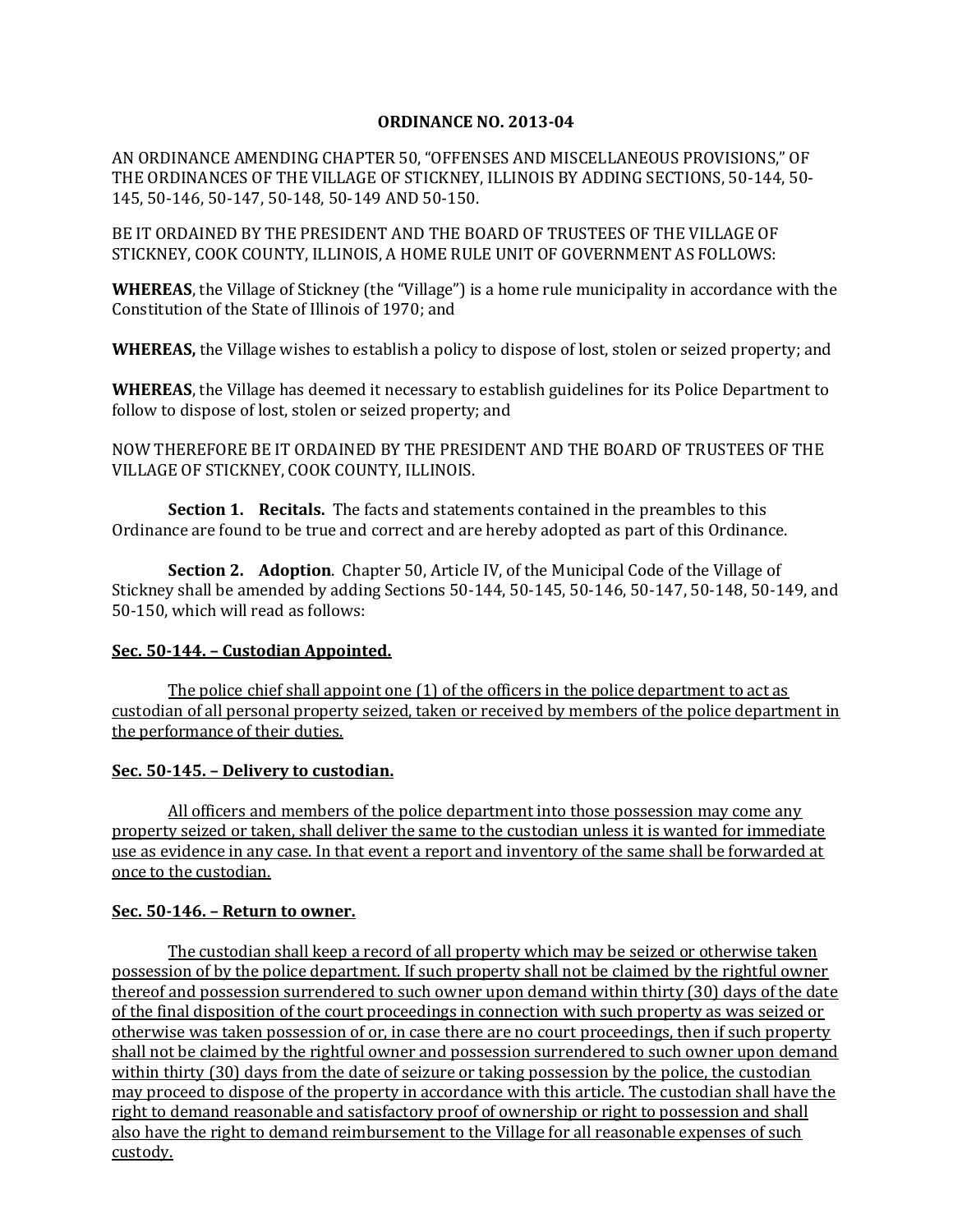**ORDINANCE NO. 2013-04**

AN ORDINANCE AMENDING CHAPTER 50, "OFFENSES AND MISCELLANEOUS PROVISIONS," OF THE ORDINANCES OF THE VILLAGE OF STICKNEY, ILLINOIS BY ADDING SECTIONS, 50-144, 50-145, 50-146, 50-147, 50-148, 50-149 AND 50-150.

BE IT ORDAINED BY THE PRESIDENT AND THE BOARD OF TRUSTEES OF THE VILLAGE OF STICKNEY, COOK COUNTY, ILLINOIS, A HOME RULE UNIT OF GOVERNMENT AS FOLLOWS:

**WHEREAS**, the Village of Stickney (the "Village") is a home rule municipality in accordance with the Constitution of the State of Illinois of 1970; and

**WHEREAS,** the Village wishes to establish a policy to dispose of lost, stolen or seized property; and

**WHEREAS**, the Village has deemed it necessary to establish guidelines for its Police Department to follow to dispose of lost, stolen or seized property; and

NOW THEREFORE BE IT ORDAINED BY THE PRESIDENT AND THE BOARD OF TRUSTEES OF THE VILLAGE OF STICKNEY, COOK COUNTY, ILLINOIS.

**Section 1. Recitals.** The facts and statements contained in the preambles to this Ordinance are found to be true and correct and are hereby adopted as part of this Ordinance.

**Section 2. Adoption**. Chapter 50, Article IV, of the Municipal Code of the Village of Stickney shall be amended by adding Sections 50-144, 50-145, 50-146, 50-147, 50-148, 50-149, and 50-150, which will read as follows:

**Sec. 50-144. – Custodian Appointed.**

The police chief shall appoint one (1) of the officers in the police department to act as custodian of all personal property seized, taken or received by members of the police department in the performance of their duties.

**Sec. 50-145. – Delivery to custodian.**

All officers and members of the police department into those possession may come any property seized or taken, shall deliver the same to the custodian unless it is wanted for immediate use as evidence in any case. In that event a report and inventory of the same shall be forwarded at once to the custodian.

**Sec. 50-146. – Return to owner.**

The custodian shall keep a record of all property which may be seized or otherwise taken possession of by the police department. If such property shall not be claimed by the rightful owner thereof and possession surrendered to such owner upon demand within thirty (30) days of the date of the final disposition of the court proceedings in connection with such property as was seized or otherwise was taken possession of or, in case there are no court proceedings, then if such property shall not be claimed by the rightful owner and possession surrendered to such owner upon demand within thirty (30) days from the date of seizure or taking possession by the police, the custodian may proceed to dispose of the property in accordance with this article. The custodian shall have the right to demand reasonable and satisfactory proof of ownership or right to possession and shall also have the right to demand reimbursement to the Village for all reasonable expenses of such custody.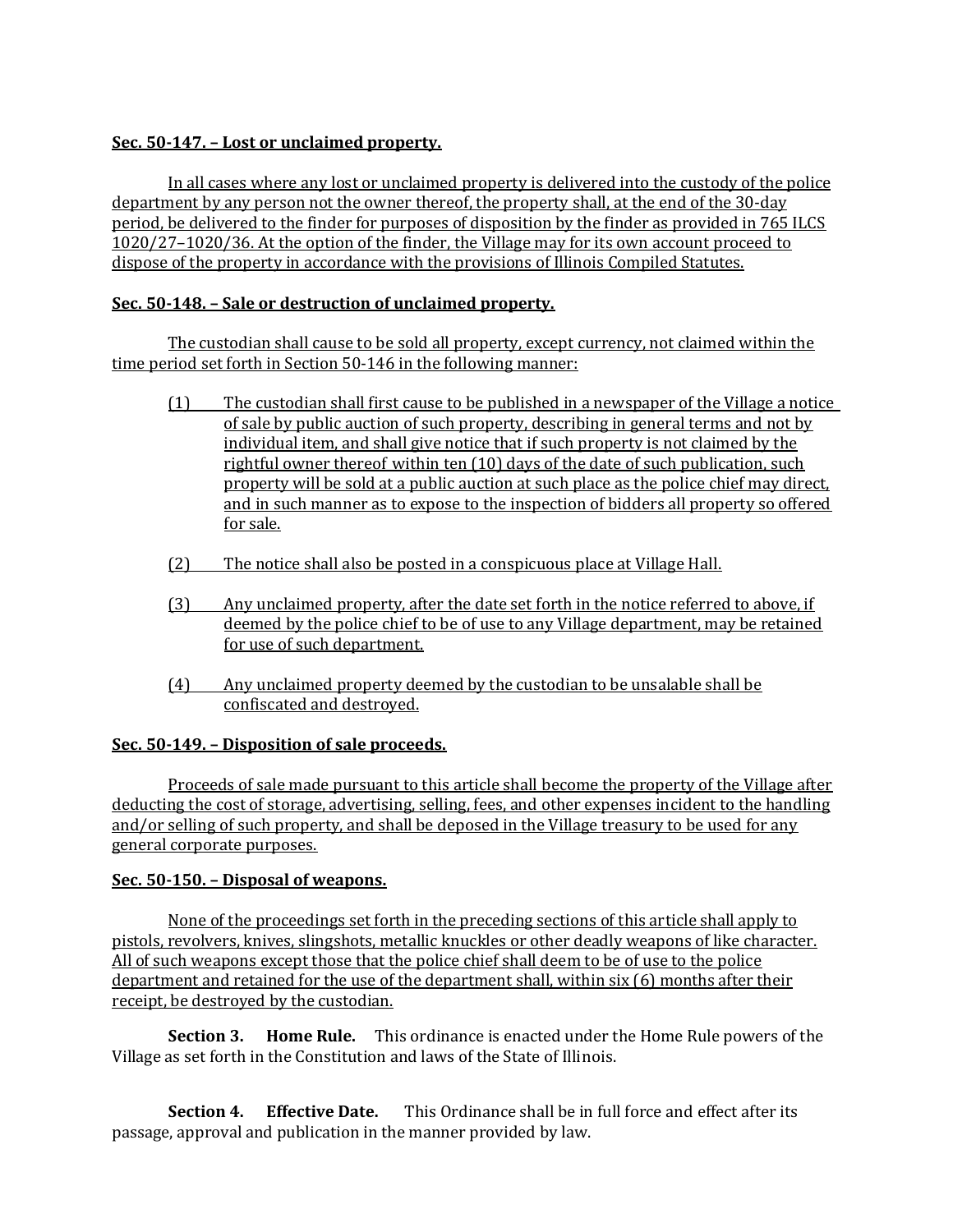**Sec. 50-147. – Lost or unclaimed property.**

In all cases where any lost or unclaimed property is delivered into the custody of the police department by any person not the owner thereof, the property shall, at the end of the 30-day period, be delivered to the finder for purposes of disposition by the finder as provided in 765 ILCS 1020/27–1020/36. At the option of the finder, the Village may for its own account proceed to dispose of the property in accordance with the provisions of Illinois Compiled Statutes.

**Sec. 50-148. – Sale or destruction of unclaimed property.**

The custodian shall cause to be sold all property, except currency, not claimed within the time period set forth in Section 50-146 in the following manner:

(1) The custodian shall first cause to be published in a newspaper of the Village a notice of sale by public auction of such property, describing in general terms and not by individual item, and shall give notice that if such property is not claimed by the rightful owner thereof within ten (10) days of the date of such publication, such property will be sold at a public auction at such place as the police chief may direct, and in such manner as to expose to the inspection of bidders all property so offered for sale.

(2) The notice shall also be posted in a conspicuous place at Village Hall.

(3) Any unclaimed property, after the date set forth in the notice referred to above, if deemed by the police chief to be of use to any Village department, may be retained for use of such department.

(4) Any unclaimed property deemed by the custodian to be unsalable shall be confiscated and destroyed.

**Sec. 50-149. – Disposition of sale proceeds.**

Proceeds of sale made pursuant to this article shall become the property of the Village after deducting the cost of storage, advertising, selling, fees, and other expenses incident to the handling and/or selling of such property, and shall be deposed in the Village treasury to be used for any general corporate purposes.

**Sec. 50-150. – Disposal of weapons.**

None of the proceedings set forth in the preceding sections of this article shall apply to pistols, revolvers, knives, slingshots, metallic knuckles or other deadly weapons of like character. All of such weapons except those that the police chief shall deem to be of use to the police department and retained for the use of the department shall, within six (6) months after their receipt, be destroyed by the custodian.

**Section 3. Home Rule.** This ordinance is enacted under the Home Rule powers of the Village as set forth in the Constitution and laws of the State of Illinois.

**Section 4. Effective Date.** This Ordinance shall be in full force and effect after its passage, approval and publication in the manner provided by law.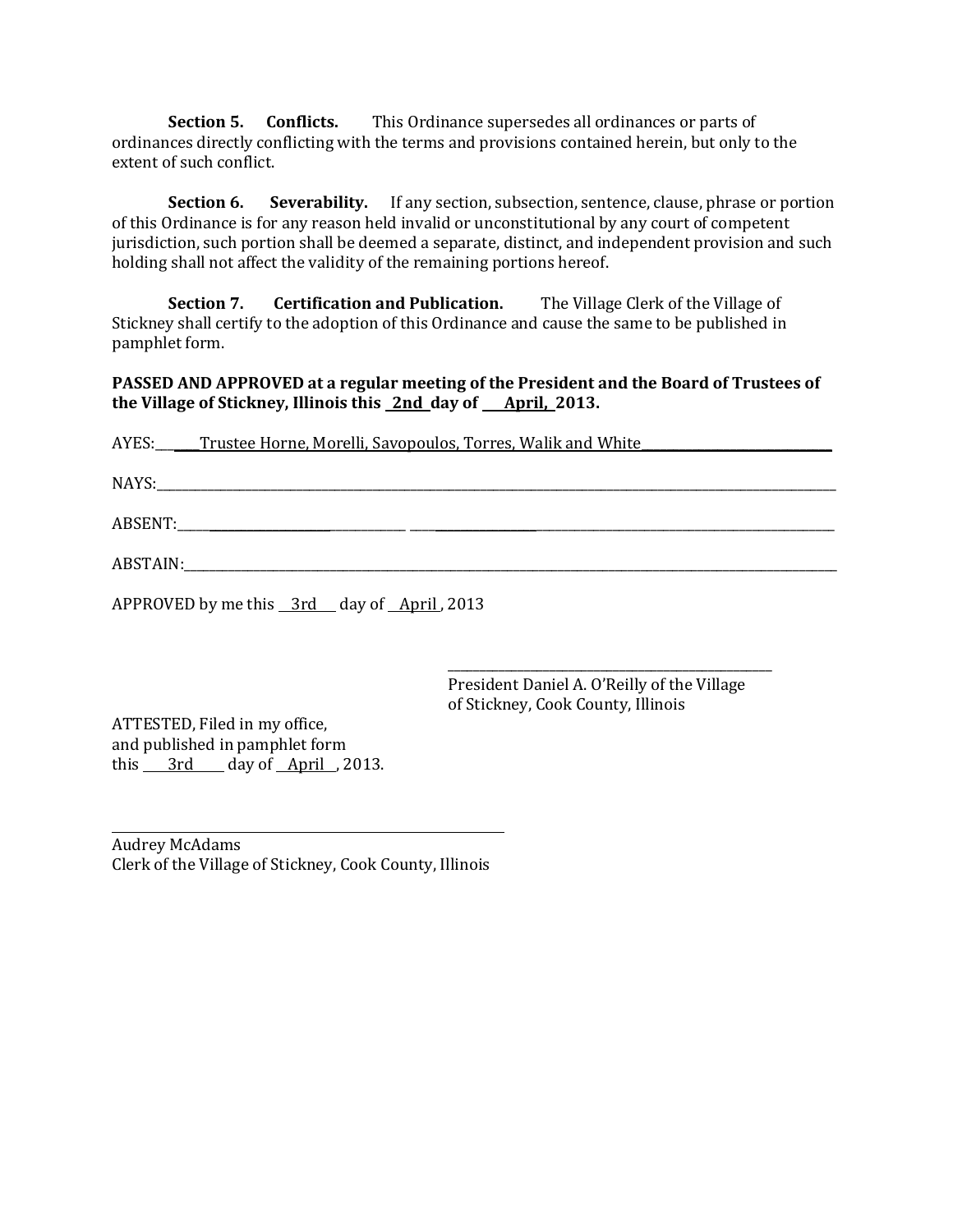**Section 5. Conflicts.** This Ordinance supersedes all ordinances or parts of ordinances directly conflicting with the terms and provisions contained herein, but only to the extent of such conflict.

**Section 6. Severability.** If any section, subsection, sentence, clause, phrase or portion of this Ordinance is for any reason held invalid or unconstitutional by any court of competent jurisdiction, such portion shall be deemed a separate, distinct, and independent provision and such holding shall not affect the validity of the remaining portions hereof.

**Section 7. Certification and Publication.** The Village Clerk of the Village of Stickney shall certify to the adoption of this Ordinance and cause the same to be published in pamphlet form.

**PASSED AND APPROVED at a regular meeting of the President and the Board of Trustees of the Village of Stickney, Illinois this 2nd day of April, 2013.**

AYES: Trustee Horne, Morelli, Savopoulos, Torres, Walik and White

NAYS:

ABSENT:

ABSTAIN:

APPROVED by me this 3rd day of April, 2013

President Daniel A. O'Reilly of the Village
of Stickney, Cook County, Illinois

ATTESTED, Filed in my office,
and published in pamphlet form
this 3rd day of April, 2013.

Audrey McAdams
Clerk of the Village of Stickney, Cook County, Illinois